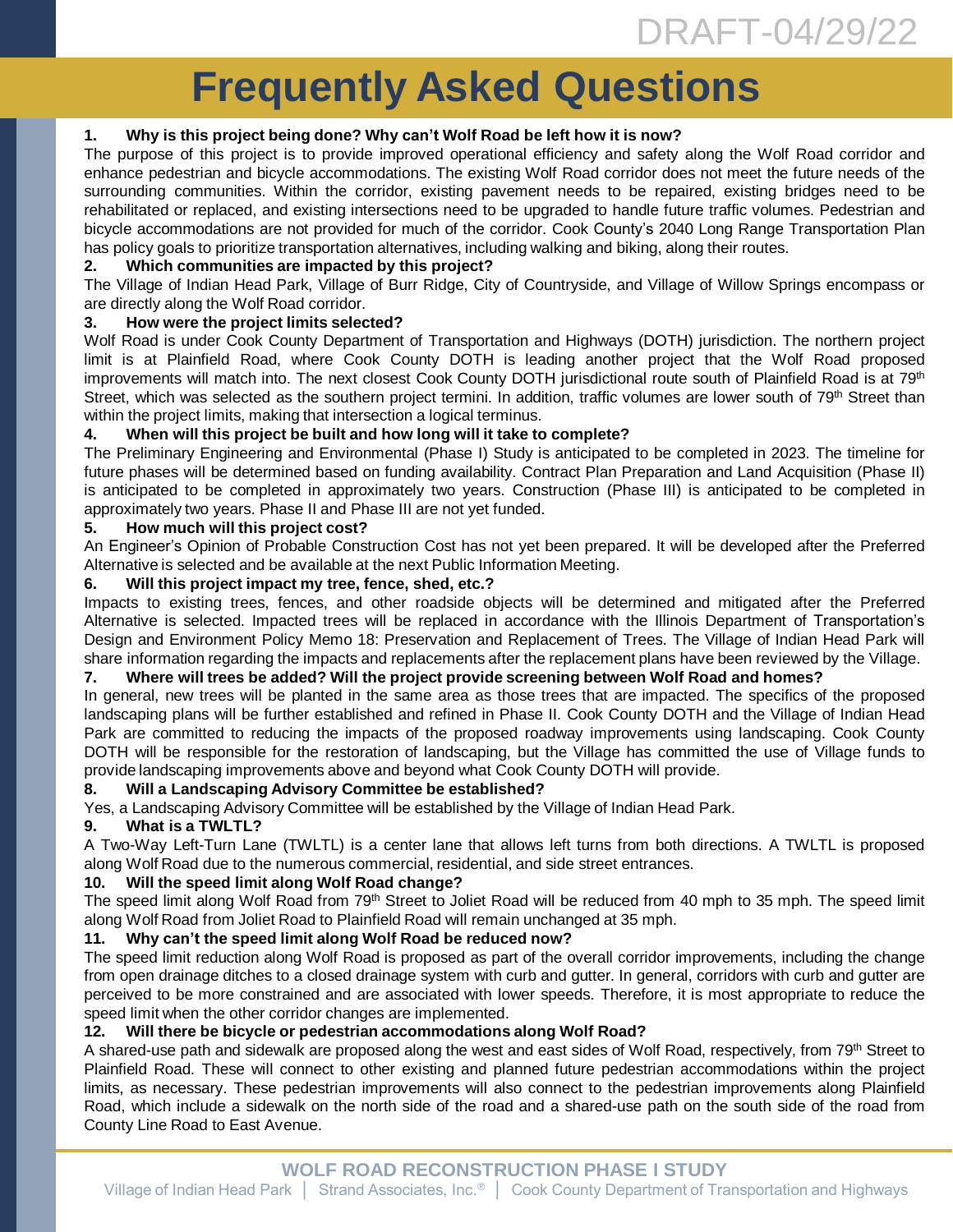DRAFT-04/29/22

# Frequently Asked Questions

**1. Why is this project being done? Why can't Wolf Road be left how it is now?**

The purpose of this project is to provide improved operational efficiency and safety along the Wolf Road corridor and enhance pedestrian and bicycle accommodations. The existing Wolf Road corridor does not meet the future needs of the surrounding communities. Within the corridor, existing pavement needs to be repaired, existing bridges need to be rehabilitated or replaced, and existing intersections need to be upgraded to handle future traffic volumes. Pedestrian and bicycle accommodations are not provided for much of the corridor. Cook County's 2040 Long Range Transportation Plan has policy goals to prioritize transportation alternatives, including walking and biking, along their routes.

**2. Which communities are impacted by this project?**

The Village of Indian Head Park, Village of Burr Ridge, City of Countryside, and Village of Willow Springs encompass or are directly along the Wolf Road corridor.

**3. How were the project limits selected?**

Wolf Road is under Cook County Department of Transportation and Highways (DOTH) jurisdiction. The northern project limit is at Plainfield Road, where Cook County DOTH is leading another project that the Wolf Road proposed improvements will match into. The next closest Cook County DOTH jurisdictional route south of Plainfield Road is at 79th Street, which was selected as the southern project termini. In addition, traffic volumes are lower south of 79th Street than within the project limits, making that intersection a logical terminus.

**4. When will this project be built and how long will it take to complete?**

The Preliminary Engineering and Environmental (Phase I) Study is anticipated to be completed in 2023. The timeline for future phases will be determined based on funding availability. Contract Plan Preparation and Land Acquisition (Phase II) is anticipated to be completed in approximately two years. Construction (Phase III) is anticipated to be completed in approximately two years. Phase II and Phase III are not yet funded.

**5. How much will this project cost?**

An Engineer's Opinion of Probable Construction Cost has not yet been prepared. It will be developed after the Preferred Alternative is selected and be available at the next Public Information Meeting.

**6. Will this project impact my tree, fence, shed, etc.?**

Impacts to existing trees, fences, and other roadside objects will be determined and mitigated after the Preferred Alternative is selected. Impacted trees will be replaced in accordance with the Illinois Department of Transportation's Design and Environment Policy Memo 18: Preservation and Replacement of Trees. The Village of Indian Head Park will share information regarding the impacts and replacements after the replacement plans have been reviewed by the Village.

**7. Where will trees be added? Will the project provide screening between Wolf Road and homes?**

In general, new trees will be planted in the same area as those trees that are impacted. The specifics of the proposed landscaping plans will be further established and refined in Phase II. Cook County DOTH and the Village of Indian Head Park are committed to reducing the impacts of the proposed roadway improvements using landscaping. Cook County DOTH will be responsible for the restoration of landscaping, but the Village has committed the use of Village funds to provide landscaping improvements above and beyond what Cook County DOTH will provide.

**8. Will a Landscaping Advisory Committee be established?**

Yes, a Landscaping Advisory Committee will be established by the Village of Indian Head Park.

**9. What is a TWLTL?**

A Two-Way Left-Turn Lane (TWLTL) is a center lane that allows left turns from both directions. A TWLTL is proposed along Wolf Road due to the numerous commercial, residential, and side street entrances.

**10. Will the speed limit along Wolf Road change?**

The speed limit along Wolf Road from 79th Street to Joliet Road will be reduced from 40 mph to 35 mph. The speed limit along Wolf Road from Joliet Road to Plainfield Road will remain unchanged at 35 mph.

**11. Why can't the speed limit along Wolf Road be reduced now?**

The speed limit reduction along Wolf Road is proposed as part of the overall corridor improvements, including the change from open drainage ditches to a closed drainage system with curb and gutter. In general, corridors with curb and gutter are perceived to be more constrained and are associated with lower speeds. Therefore, it is most appropriate to reduce the speed limit when the other corridor changes are implemented.

**12. Will there be bicycle or pedestrian accommodations along Wolf Road?**

A shared-use path and sidewalk are proposed along the west and east sides of Wolf Road, respectively, from 79th Street to Plainfield Road. These will connect to other existing and planned future pedestrian accommodations within the project limits, as necessary. These pedestrian improvements will also connect to the pedestrian improvements along Plainfield Road, which include a sidewalk on the north side of the road and a shared-use path on the south side of the road from County Line Road to East Avenue.

**WOLF ROAD RECONSTRUCTION PHASE I STUDY**

Village of Indian Head Park | Strand Associates, Inc.® | Cook County Department of Transportation and Highways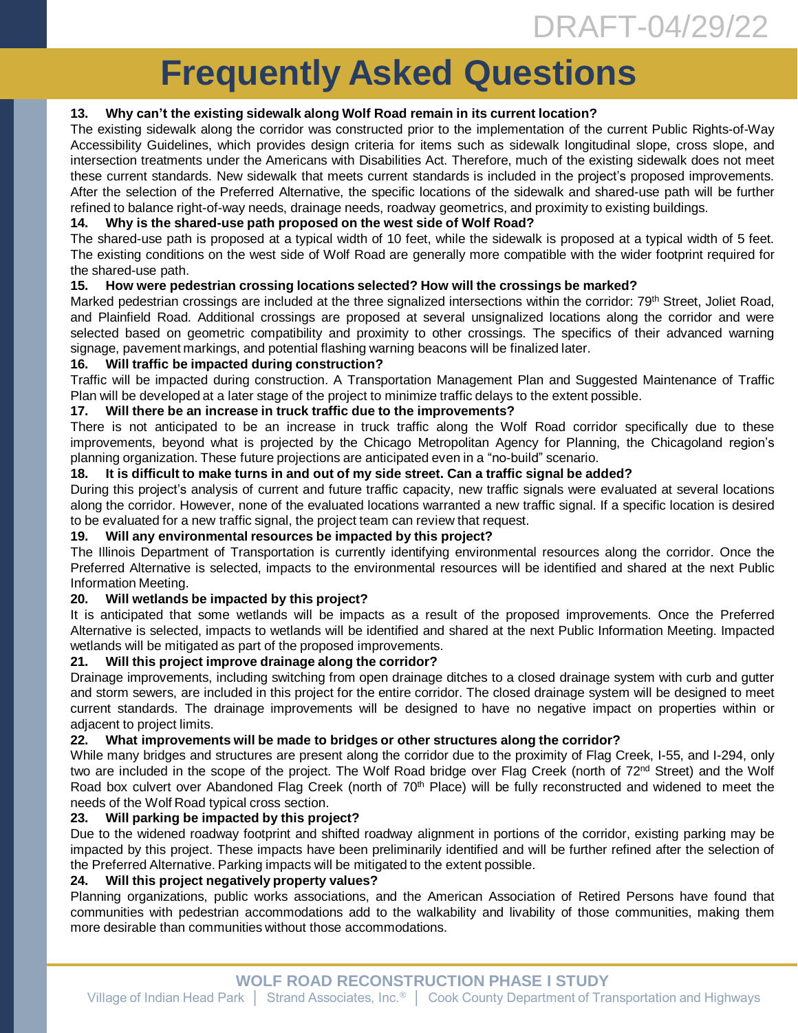# Frequently Asked Questions

**13. Why can't the existing sidewalk along Wolf Road remain in its current location?**

The existing sidewalk along the corridor was constructed prior to the implementation of the current Public Rights-of-Way Accessibility Guidelines, which provides design criteria for items such as sidewalk longitudinal slope, cross slope, and intersection treatments under the Americans with Disabilities Act. Therefore, much of the existing sidewalk does not meet these current standards. New sidewalk that meets current standards is included in the project's proposed improvements. After the selection of the Preferred Alternative, the specific locations of the sidewalk and shared-use path will be further refined to balance right-of-way needs, drainage needs, roadway geometrics, and proximity to existing buildings.

**14. Why is the shared-use path proposed on the west side of Wolf Road?**

The shared-use path is proposed at a typical width of 10 feet, while the sidewalk is proposed at a typical width of 5 feet. The existing conditions on the west side of Wolf Road are generally more compatible with the wider footprint required for the shared-use path.

**15. How were pedestrian crossing locations selected? How will the crossings be marked?**

Marked pedestrian crossings are included at the three signalized intersections within the corridor: 79th Street, Joliet Road, and Plainfield Road. Additional crossings are proposed at several unsignalized locations along the corridor and were selected based on geometric compatibility and proximity to other crossings. The specifics of their advanced warning signage, pavement markings, and potential flashing warning beacons will be finalized later.

**16. Will traffic be impacted during construction?**

Traffic will be impacted during construction. A Transportation Management Plan and Suggested Maintenance of Traffic Plan will be developed at a later stage of the project to minimize traffic delays to the extent possible.

**17. Will there be an increase in truck traffic due to the improvements?**

There is not anticipated to be an increase in truck traffic along the Wolf Road corridor specifically due to these improvements, beyond what is projected by the Chicago Metropolitan Agency for Planning, the Chicagoland region's planning organization. These future projections are anticipated even in a "no-build" scenario.

**18. It is difficult to make turns in and out of my side street. Can a traffic signal be added?**

During this project's analysis of current and future traffic capacity, new traffic signals were evaluated at several locations along the corridor. However, none of the evaluated locations warranted a new traffic signal. If a specific location is desired to be evaluated for a new traffic signal, the project team can review that request.

**19. Will any environmental resources be impacted by this project?**

The Illinois Department of Transportation is currently identifying environmental resources along the corridor. Once the Preferred Alternative is selected, impacts to the environmental resources will be identified and shared at the next Public Information Meeting.

**20. Will wetlands be impacted by this project?**

It is anticipated that some wetlands will be impacts as a result of the proposed improvements. Once the Preferred Alternative is selected, impacts to wetlands will be identified and shared at the next Public Information Meeting. Impacted wetlands will be mitigated as part of the proposed improvements.

**21. Will this project improve drainage along the corridor?**

Drainage improvements, including switching from open drainage ditches to a closed drainage system with curb and gutter and storm sewers, are included in this project for the entire corridor. The closed drainage system will be designed to meet current standards. The drainage improvements will be designed to have no negative impact on properties within or adjacent to project limits.

**22. What improvements will be made to bridges or other structures along the corridor?**

While many bridges and structures are present along the corridor due to the proximity of Flag Creek, I-55, and I-294, only two are included in the scope of the project. The Wolf Road bridge over Flag Creek (north of 72nd Street) and the Wolf Road box culvert over Abandoned Flag Creek (north of 70th Place) will be fully reconstructed and widened to meet the needs of the Wolf Road typical cross section.

**23. Will parking be impacted by this project?**

Due to the widened roadway footprint and shifted roadway alignment in portions of the corridor, existing parking may be impacted by this project. These impacts have been preliminarily identified and will be further refined after the selection of the Preferred Alternative. Parking impacts will be mitigated to the extent possible.

**24. Will this project negatively property values?**

Planning organizations, public works associations, and the American Association of Retired Persons have found that communities with pedestrian accommodations add to the walkability and livability of those communities, making them more desirable than communities without those accommodations.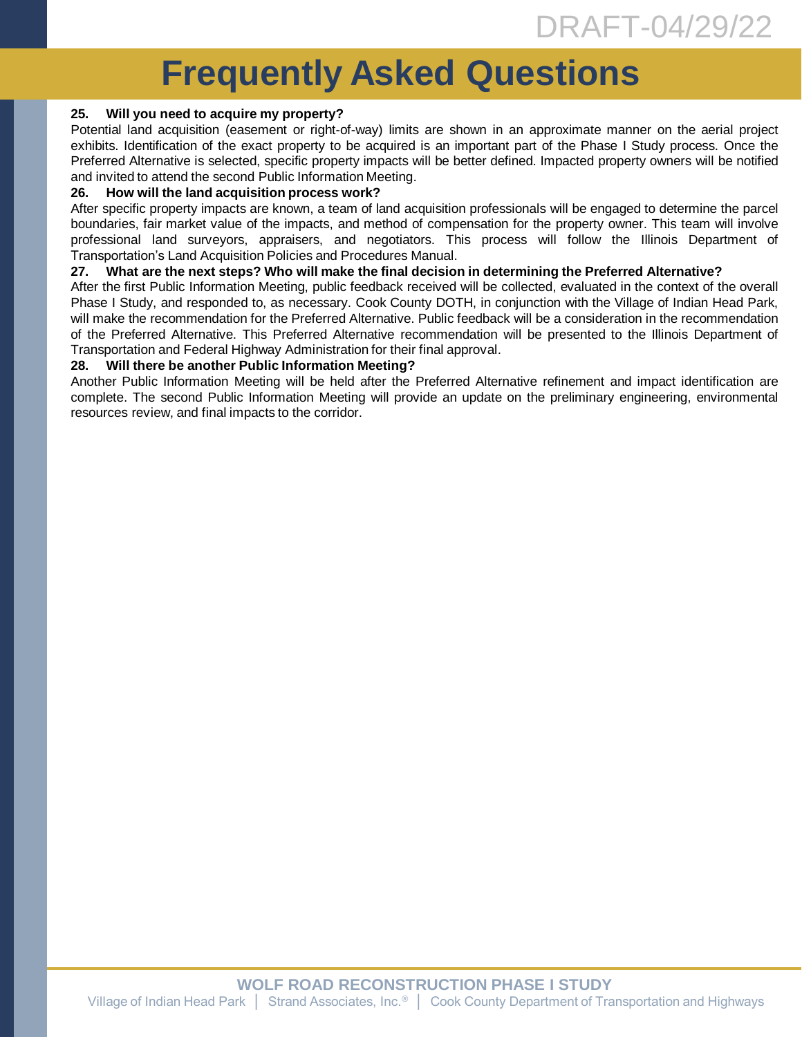# Frequently Asked Questions

**25. Will you need to acquire my property?**

Potential land acquisition (easement or right-of-way) limits are shown in an approximate manner on the aerial project exhibits. Identification of the exact property to be acquired is an important part of the Phase I Study process. Once the Preferred Alternative is selected, specific property impacts will be better defined. Impacted property owners will be notified and invited to attend the second Public Information Meeting.

**26. How will the land acquisition process work?**

After specific property impacts are known, a team of land acquisition professionals will be engaged to determine the parcel boundaries, fair market value of the impacts, and method of compensation for the property owner. This team will involve professional land surveyors, appraisers, and negotiators. This process will follow the Illinois Department of Transportation's Land Acquisition Policies and Procedures Manual.

**27. What are the next steps? Who will make the final decision in determining the Preferred Alternative?**

After the first Public Information Meeting, public feedback received will be collected, evaluated in the context of the overall Phase I Study, and responded to, as necessary. Cook County DOTH, in conjunction with the Village of Indian Head Park, will make the recommendation for the Preferred Alternative. Public feedback will be a consideration in the recommendation of the Preferred Alternative. This Preferred Alternative recommendation will be presented to the Illinois Department of Transportation and Federal Highway Administration for their final approval.

**28. Will there be another Public Information Meeting?**

Another Public Information Meeting will be held after the Preferred Alternative refinement and impact identification are complete. The second Public Information Meeting will provide an update on the preliminary engineering, environmental resources review, and final impacts to the corridor.